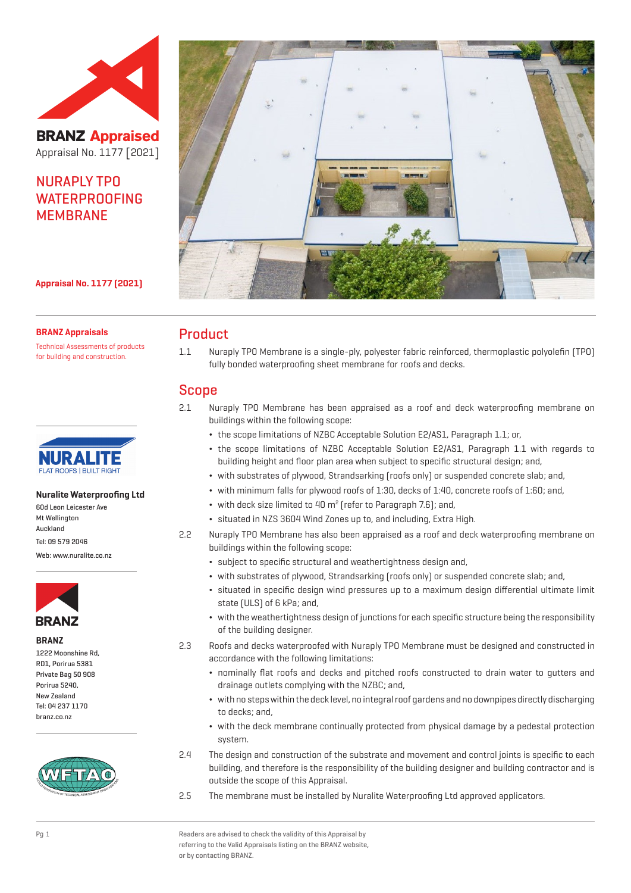**BRANZ Appraised**
Appraisal No. 1177 [2021]

# NURAPLY TPO WATERPROOFING MEMBRANE

**Appraisal No. 1177 (2021)**

**BRANZ Appraisals**

Technical Assessments of products for building and construction.

NURALITE
FLAT ROOFS | BUILT RIGHT

**Nuralite Waterproofing Ltd**
60d Leon Leicester Ave
Mt Wellington
Auckland
Tel: 09 579 2046
Web: www.nuralite.co.nz

**BRANZ**
1222 Moonshine Rd,
RD1, Porirua 5381
Private Bag 50 908
Porirua 5240,
New Zealand
Tel: 04 237 1170
branz.co.nz

## Product

1.1 Nuraply TPO Membrane is a single-ply, polyester fabric reinforced, thermoplastic polyolefin (TPO) fully bonded waterproofing sheet membrane for roofs and decks.

## Scope

2.1 Nuraply TPO Membrane has been appraised as a roof and deck waterproofing membrane on buildings within the following scope:

- the scope limitations of NZBC Acceptable Solution E2/AS1, Paragraph 1.1; or,
- the scope limitations of NZBC Acceptable Solution E2/AS1, Paragraph 1.1 with regards to building height and floor plan area when subject to specific structural design; and,
- with substrates of plywood, Strandsarking (roofs only) or suspended concrete slab; and,
- with minimum falls for plywood roofs of 1:30, decks of 1:40, concrete roofs of 1:60; and,
- with deck size limited to 40 $m^2$ (refer to Paragraph 7.6); and,
- situated in NZS 3604 Wind Zones up to, and including, Extra High.

2.2 Nuraply TPO Membrane has also been appraised as a roof and deck waterproofing membrane on buildings within the following scope:

- subject to specific structural and weathertightness design and,
- with substrates of plywood, Strandsarking (roofs only) or suspended concrete slab; and,
- situated in specific design wind pressures up to a maximum design differential ultimate limit state (ULS) of 6 kPa; and,
- with the weathertightness design of junctions for each specific structure being the responsibility of the building designer.

2.3 Roofs and decks waterproofed with Nuraply TPO Membrane must be designed and constructed in accordance with the following limitations:

- nominally flat roofs and decks and pitched roofs constructed to drain water to gutters and drainage outlets complying with the NZBC; and,
- with no steps within the deck level, no integral roof gardens and no downpipes directly discharging to decks; and,
- with the deck membrane continually protected from physical damage by a pedestal protection system.

2.4 The design and construction of the substrate and movement and control joints is specific to each building, and therefore is the responsibility of the building designer and building contractor and is outside the scope of this Appraisal.

2.5 The membrane must be installed by Nuralite Waterproofing Ltd approved applicators.

Readers are advised to check the validity of this Appraisal by referring to the Valid Appraisals listing on the BRANZ website, or by contacting BRANZ.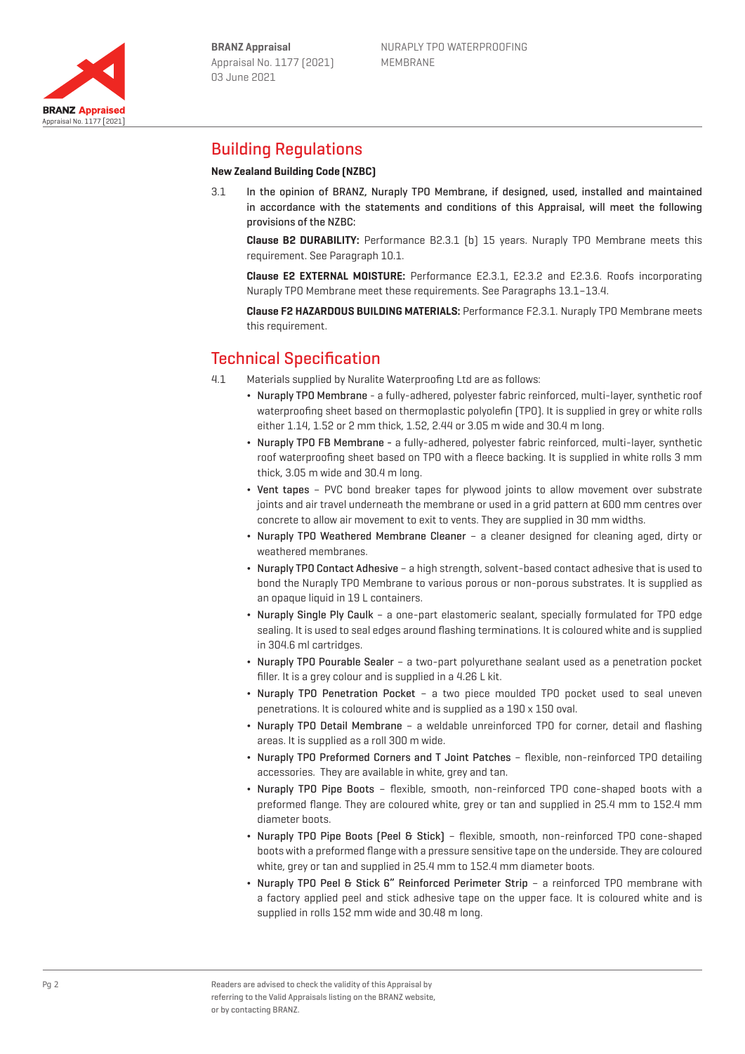## Building Regulations

### New Zealand Building Code (NZBC)

3.1 In the opinion of BRANZ, Nuraply TPO Membrane, if designed, used, installed and maintained in accordance with the statements and conditions of this Appraisal, will meet the following provisions of the NZBC:

**Clause B2 DURABILITY:** Performance B2.3.1 (b) 15 years. Nuraply TPO Membrane meets this requirement. See Paragraph 10.1.

**Clause E2 EXTERNAL MOISTURE:** Performance E2.3.1, E2.3.2 and E2.3.6. Roofs incorporating Nuraply TPO Membrane meet these requirements. See Paragraphs 13.1–13.4.

**Clause F2 HAZARDOUS BUILDING MATERIALS:** Performance F2.3.1. Nuraply TPO Membrane meets this requirement.

## Technical Specification

4.1 Materials supplied by Nuralite Waterproofing Ltd are as follows:

- Nuraply TPO Membrane - a fully-adhered, polyester fabric reinforced, multi-layer, synthetic roof waterproofing sheet based on thermoplastic polyolefin (TPO). It is supplied in grey or white rolls either 1.14, 1.52 or 2 mm thick, 1.52, 2.44 or 3.05 m wide and 30.4 m long.
- Nuraply TPO FB Membrane - a fully-adhered, polyester fabric reinforced, multi-layer, synthetic roof waterproofing sheet based on TPO with a fleece backing. It is supplied in white rolls 3 mm thick, 3.05 m wide and 30.4 m long.
- Vent tapes – PVC bond breaker tapes for plywood joints to allow movement over substrate joints and air travel underneath the membrane or used in a grid pattern at 600 mm centres over concrete to allow air movement to exit to vents. They are supplied in 30 mm widths.
- Nuraply TPO Weathered Membrane Cleaner – a cleaner designed for cleaning aged, dirty or weathered membranes.
- Nuraply TPO Contact Adhesive – a high strength, solvent-based contact adhesive that is used to bond the Nuraply TPO Membrane to various porous or non-porous substrates. It is supplied as an opaque liquid in 19 L containers.
- Nuraply Single Ply Caulk – a one-part elastomeric sealant, specially formulated for TPO edge sealing. It is used to seal edges around flashing terminations. It is coloured white and is supplied in 304.6 ml cartridges.
- Nuraply TPO Pourable Sealer – a two-part polyurethane sealant used as a penetration pocket filler. It is a grey colour and is supplied in a 4.26 L kit.
- Nuraply TPO Penetration Pocket – a two piece moulded TPO pocket used to seal uneven penetrations. It is coloured white and is supplied as a 190 x 150 oval.
- Nuraply TPO Detail Membrane – a weldable unreinforced TPO for corner, detail and flashing areas. It is supplied as a roll 300 m wide.
- Nuraply TPO Preformed Corners and T Joint Patches – flexible, non-reinforced TPO detailing accessories. They are available in white, grey and tan.
- Nuraply TPO Pipe Boots – flexible, smooth, non-reinforced TPO cone-shaped boots with a preformed flange. They are coloured white, grey or tan and supplied in 25.4 mm to 152.4 mm diameter boots.
- Nuraply TPO Pipe Boots (Peel & Stick) – flexible, smooth, non-reinforced TPO cone-shaped boots with a preformed flange with a pressure sensitive tape on the underside. They are coloured white, grey or tan and supplied in 25.4 mm to 152.4 mm diameter boots.
- Nuraply TPO Peel & Stick 6" Reinforced Perimeter Strip – a reinforced TPO membrane with a factory applied peel and stick adhesive tape on the upper face. It is coloured white and is supplied in rolls 152 mm wide and 30.48 m long.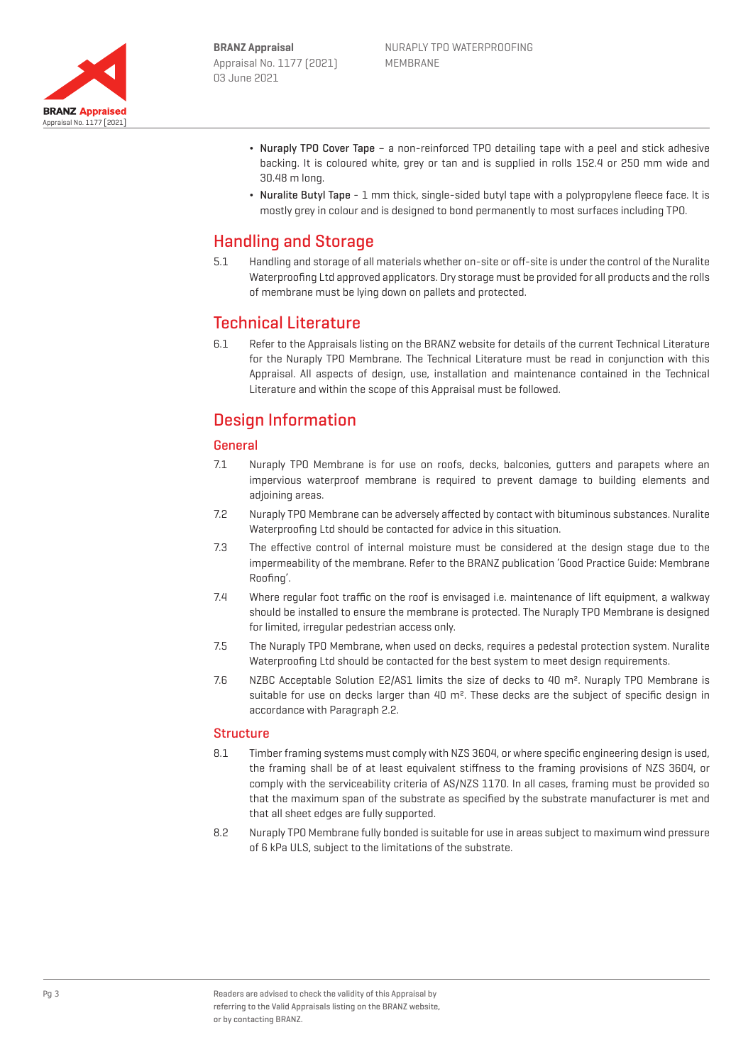- **Nuraply TPO Cover Tape** – a non-reinforced TPO detailing tape with a peel and stick adhesive backing. It is coloured white, grey or tan and is supplied in rolls 152.4 or 250 mm wide and 30.48 m long.
- **Nuralite Butyl Tape** - 1 mm thick, single-sided butyl tape with a polypropylene fleece face. It is mostly grey in colour and is designed to bond permanently to most surfaces including TPO.

## Handling and Storage

5.1 Handling and storage of all materials whether on-site or off-site is under the control of the Nuralite Waterproofing Ltd approved applicators. Dry storage must be provided for all products and the rolls of membrane must be lying down on pallets and protected.

## Technical Literature

6.1 Refer to the Appraisals listing on the BRANZ website for details of the current Technical Literature for the Nuraply TPO Membrane. The Technical Literature must be read in conjunction with this Appraisal. All aspects of design, use, installation and maintenance contained in the Technical Literature and within the scope of this Appraisal must be followed.

## Design Information

### General

7.1 Nuraply TPO Membrane is for use on roofs, decks, balconies, gutters and parapets where an impervious waterproof membrane is required to prevent damage to building elements and adjoining areas.

7.2 Nuraply TPO Membrane can be adversely affected by contact with bituminous substances. Nuralite Waterproofing Ltd should be contacted for advice in this situation.

7.3 The effective control of internal moisture must be considered at the design stage due to the impermeability of the membrane. Refer to the BRANZ publication 'Good Practice Guide: Membrane Roofing'.

7.4 Where regular foot traffic on the roof is envisaged i.e. maintenance of lift equipment, a walkway should be installed to ensure the membrane is protected. The Nuraply TPO Membrane is designed for limited, irregular pedestrian access only.

7.5 The Nuraply TPO Membrane, when used on decks, requires a pedestal protection system. Nuralite Waterproofing Ltd should be contacted for the best system to meet design requirements.

7.6 NZBC Acceptable Solution E2/AS1 limits the size of decks to 40 m². Nuraply TPO Membrane is suitable for use on decks larger than 40 m². These decks are the subject of specific design in accordance with Paragraph 2.2.

### Structure

8.1 Timber framing systems must comply with NZS 3604, or where specific engineering design is used, the framing shall be of at least equivalent stiffness to the framing provisions of NZS 3604, or comply with the serviceability criteria of AS/NZS 1170. In all cases, framing must be provided so that the maximum span of the substrate as specified by the substrate manufacturer is met and that all sheet edges are fully supported.

8.2 Nuraply TPO Membrane fully bonded is suitable for use in areas subject to maximum wind pressure of 6 kPa ULS, subject to the limitations of the substrate.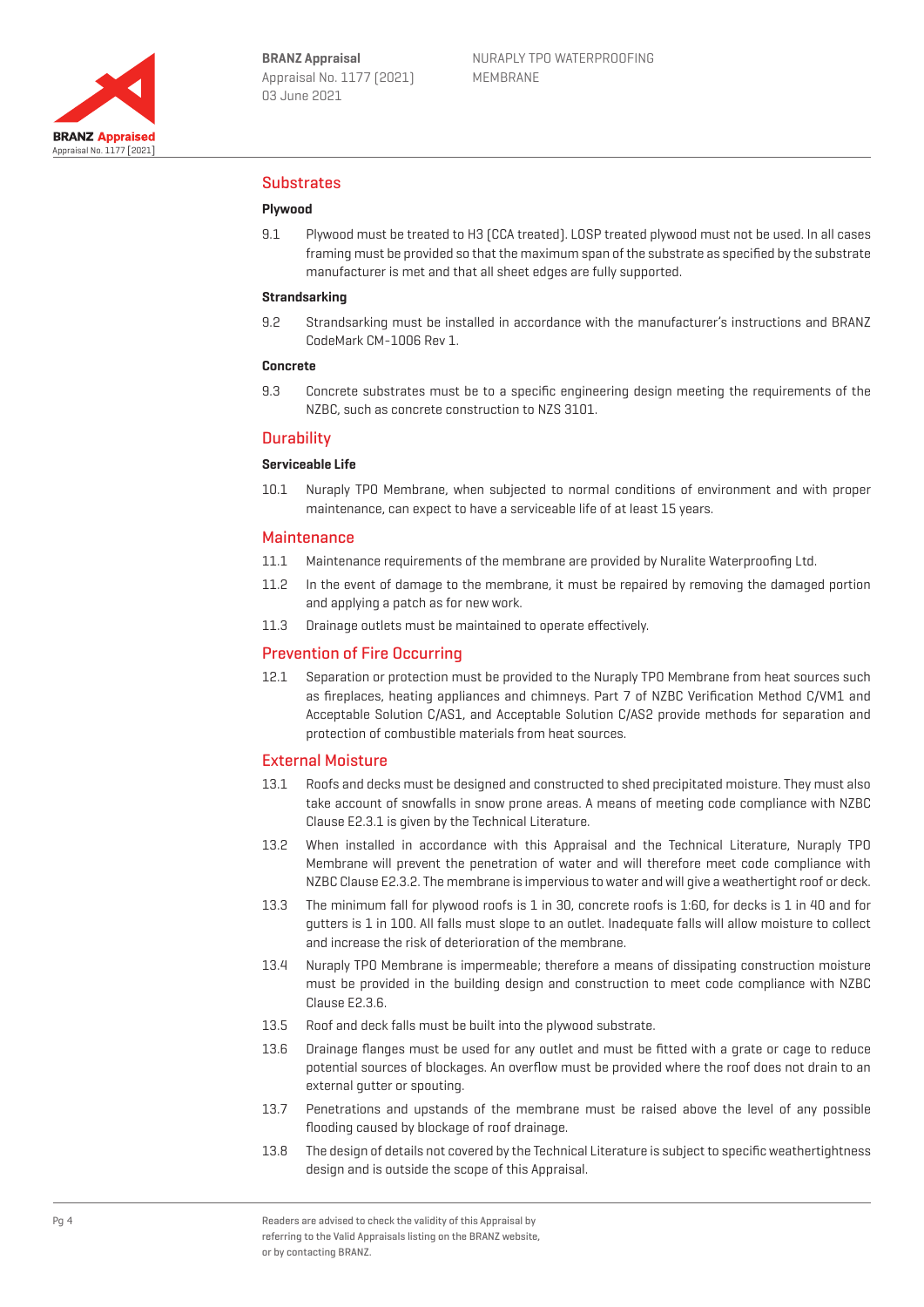## Substrates

### Plywood

9.1 Plywood must be treated to H3 (CCA treated). LOSP treated plywood must not be used. In all cases framing must be provided so that the maximum span of the substrate as specified by the substrate manufacturer is met and that all sheet edges are fully supported.

### Strandsarking

9.2 Strandsarking must be installed in accordance with the manufacturer's instructions and BRANZ CodeMark CM-1006 Rev 1.

### Concrete

9.3 Concrete substrates must be to a specific engineering design meeting the requirements of the NZBC, such as concrete construction to NZS 3101.

## Durability

### Serviceable Life

10.1 Nuraply TPO Membrane, when subjected to normal conditions of environment and with proper maintenance, can expect to have a serviceable life of at least 15 years.

## Maintenance

11.1 Maintenance requirements of the membrane are provided by Nuralite Waterproofing Ltd.

11.2 In the event of damage to the membrane, it must be repaired by removing the damaged portion and applying a patch as for new work.

11.3 Drainage outlets must be maintained to operate effectively.

## Prevention of Fire Occurring

12.1 Separation or protection must be provided to the Nuraply TPO Membrane from heat sources such as fireplaces, heating appliances and chimneys. Part 7 of NZBC Verification Method C/VM1 and Acceptable Solution C/AS1, and Acceptable Solution C/AS2 provide methods for separation and protection of combustible materials from heat sources.

## External Moisture

13.1 Roofs and decks must be designed and constructed to shed precipitated moisture. They must also take account of snowfalls in snow prone areas. A means of meeting code compliance with NZBC Clause E2.3.1 is given by the Technical Literature.

13.2 When installed in accordance with this Appraisal and the Technical Literature, Nuraply TPO Membrane will prevent the penetration of water and will therefore meet code compliance with NZBC Clause E2.3.2. The membrane is impervious to water and will give a weathertight roof or deck.

13.3 The minimum fall for plywood roofs is 1 in 30, concrete roofs is 1:60, for decks is 1 in 40 and for gutters is 1 in 100. All falls must slope to an outlet. Inadequate falls will allow moisture to collect and increase the risk of deterioration of the membrane.

13.4 Nuraply TPO Membrane is impermeable; therefore a means of dissipating construction moisture must be provided in the building design and construction to meet code compliance with NZBC Clause E2.3.6.

13.5 Roof and deck falls must be built into the plywood substrate.

13.6 Drainage flanges must be used for any outlet and must be fitted with a grate or cage to reduce potential sources of blockages. An overflow must be provided where the roof does not drain to an external gutter or spouting.

13.7 Penetrations and upstands of the membrane must be raised above the level of any possible flooding caused by blockage of roof drainage.

13.8 The design of details not covered by the Technical Literature is subject to specific weathertightness design and is outside the scope of this Appraisal.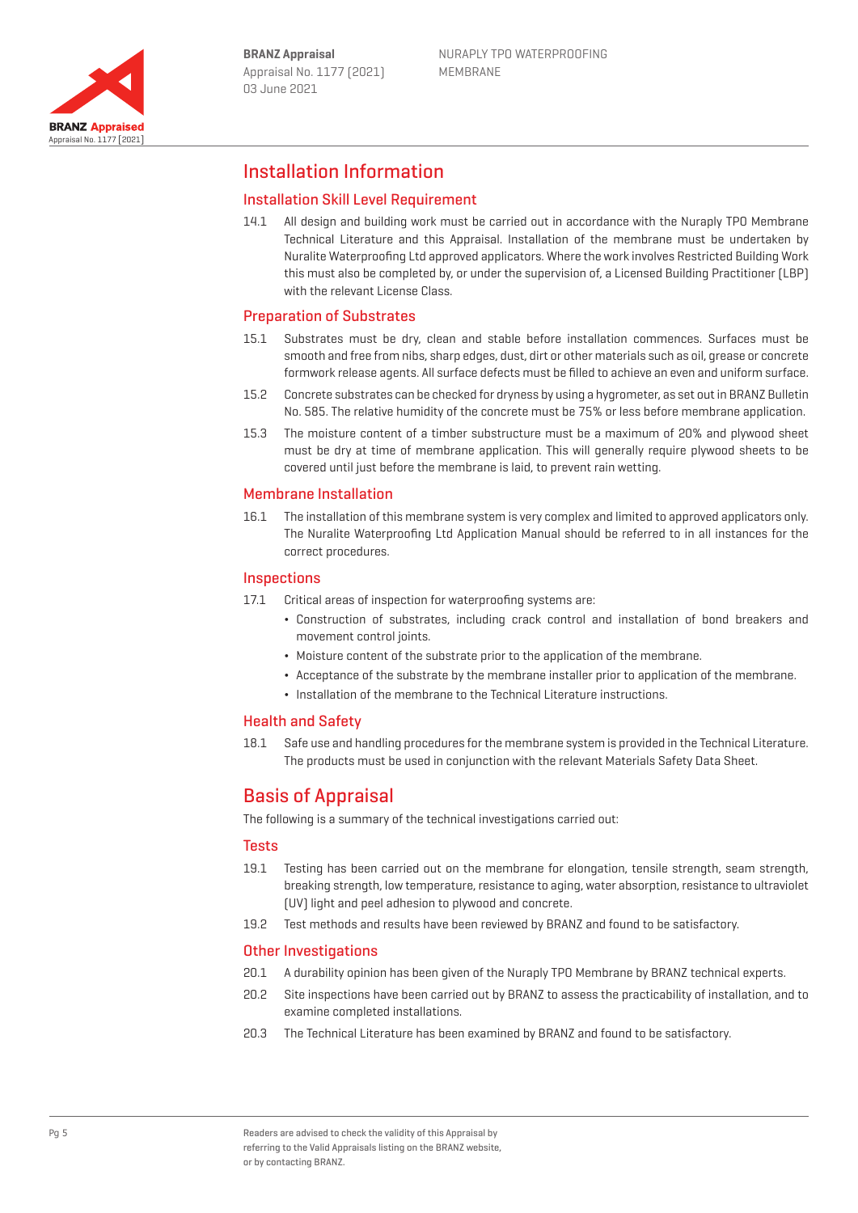# Installation Information

## Installation Skill Level Requirement

14.1 All design and building work must be carried out in accordance with the Nuraply TPO Membrane Technical Literature and this Appraisal. Installation of the membrane must be undertaken by Nuralite Waterproofing Ltd approved applicators. Where the work involves Restricted Building Work this must also be completed by, or under the supervision of, a Licensed Building Practitioner (LBP) with the relevant License Class.

## Preparation of Substrates

15.1 Substrates must be dry, clean and stable before installation commences. Surfaces must be smooth and free from nibs, sharp edges, dust, dirt or other materials such as oil, grease or concrete formwork release agents. All surface defects must be filled to achieve an even and uniform surface.

15.2 Concrete substrates can be checked for dryness by using a hygrometer, as set out in BRANZ Bulletin No. 585. The relative humidity of the concrete must be 75% or less before membrane application.

15.3 The moisture content of a timber substructure must be a maximum of 20% and plywood sheet must be dry at time of membrane application. This will generally require plywood sheets to be covered until just before the membrane is laid, to prevent rain wetting.

## Membrane Installation

16.1 The installation of this membrane system is very complex and limited to approved applicators only. The Nuralite Waterproofing Ltd Application Manual should be referred to in all instances for the correct procedures.

## Inspections

17.1 Critical areas of inspection for waterproofing systems are:

- Construction of substrates, including crack control and installation of bond breakers and movement control joints.
- Moisture content of the substrate prior to the application of the membrane.
- Acceptance of the substrate by the membrane installer prior to application of the membrane.
- Installation of the membrane to the Technical Literature instructions.

## Health and Safety

18.1 Safe use and handling procedures for the membrane system is provided in the Technical Literature. The products must be used in conjunction with the relevant Materials Safety Data Sheet.

# Basis of Appraisal

The following is a summary of the technical investigations carried out:

## Tests

19.1 Testing has been carried out on the membrane for elongation, tensile strength, seam strength, breaking strength, low temperature, resistance to aging, water absorption, resistance to ultraviolet (UV) light and peel adhesion to plywood and concrete.

19.2 Test methods and results have been reviewed by BRANZ and found to be satisfactory.

## Other Investigations

20.1 A durability opinion has been given of the Nuraply TPO Membrane by BRANZ technical experts.

20.2 Site inspections have been carried out by BRANZ to assess the practicability of installation, and to examine completed installations.

20.3 The Technical Literature has been examined by BRANZ and found to be satisfactory.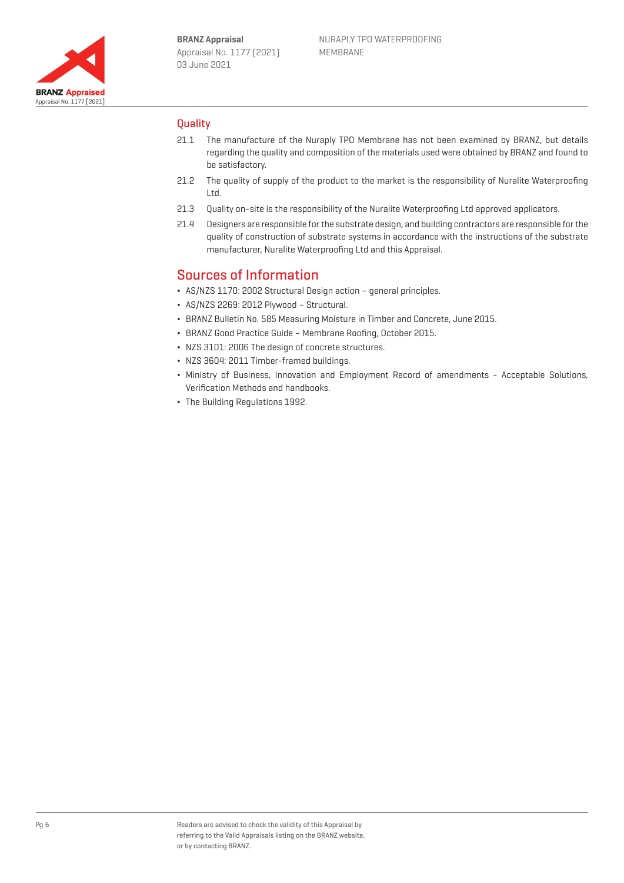## Quality

21.1 The manufacture of the Nuraply TPO Membrane has not been examined by BRANZ, but details regarding the quality and composition of the materials used were obtained by BRANZ and found to be satisfactory.

21.2 The quality of supply of the product to the market is the responsibility of Nuralite Waterproofing Ltd.

21.3 Quality on-site is the responsibility of the Nuralite Waterproofing Ltd approved applicators.

21.4 Designers are responsible for the substrate design, and building contractors are responsible for the quality of construction of substrate systems in accordance with the instructions of the substrate manufacturer, Nuralite Waterproofing Ltd and this Appraisal.

# Sources of Information

- AS/NZS 1170: 2002 Structural Design action – general principles.
- AS/NZS 2269: 2012 Plywood – Structural.
- BRANZ Bulletin No. 585 Measuring Moisture in Timber and Concrete, June 2015.
- BRANZ Good Practice Guide – Membrane Roofing, October 2015.
- NZS 3101: 2006 The design of concrete structures.
- NZS 3604: 2011 Timber-framed buildings.
- Ministry of Business, Innovation and Employment Record of amendments - Acceptable Solutions, Verification Methods and handbooks.
- The Building Regulations 1992.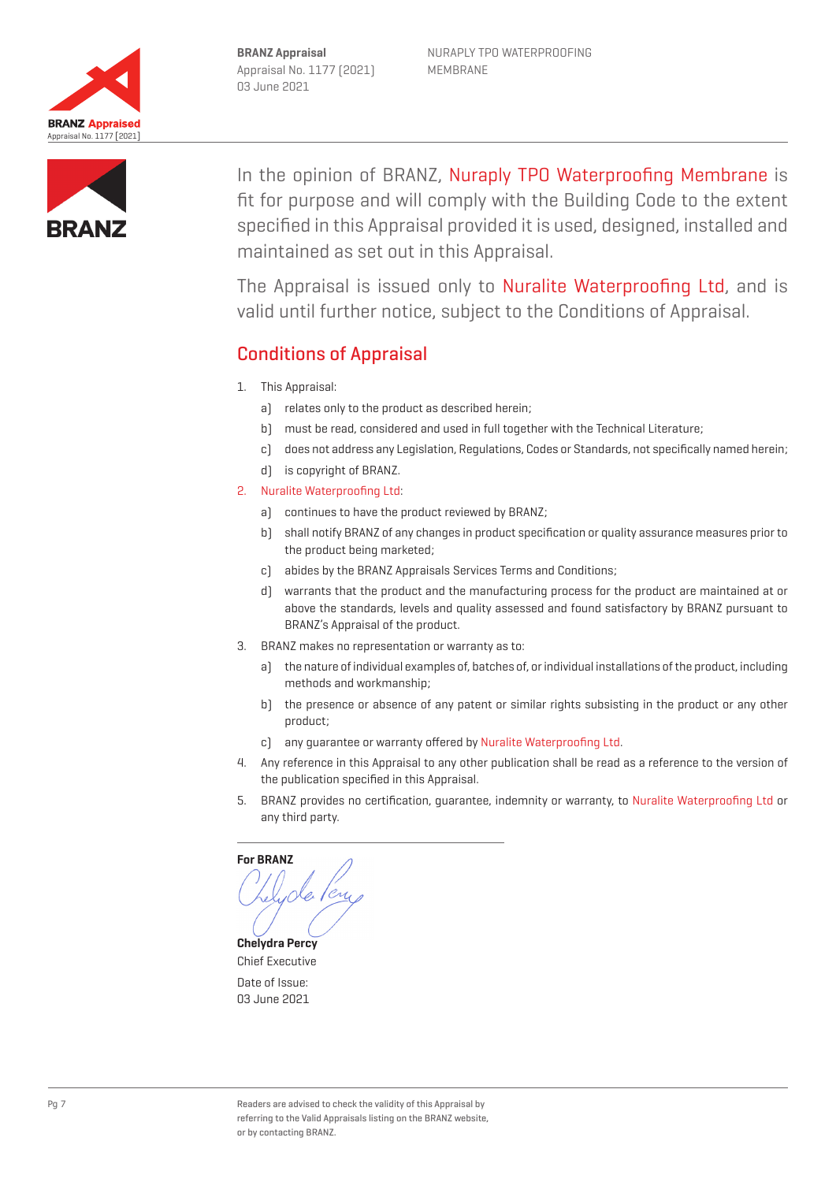In the opinion of BRANZ, Nuraply TPO Waterproofing Membrane is fit for purpose and will comply with the Building Code to the extent specified in this Appraisal provided it is used, designed, installed and maintained as set out in this Appraisal.

The Appraisal is issued only to Nuralite Waterproofing Ltd, and is valid until further notice, subject to the Conditions of Appraisal.

## Conditions of Appraisal

1. This Appraisal:
   a) relates only to the product as described herein;
   b) must be read, considered and used in full together with the Technical Literature;
   c) does not address any Legislation, Regulations, Codes or Standards, not specifically named herein;
   d) is copyright of BRANZ.
2. Nuralite Waterproofing Ltd:
   a) continues to have the product reviewed by BRANZ;
   b) shall notify BRANZ of any changes in product specification or quality assurance measures prior to the product being marketed;
   c) abides by the BRANZ Appraisals Services Terms and Conditions;
   d) warrants that the product and the manufacturing process for the product are maintained at or above the standards, levels and quality assessed and found satisfactory by BRANZ pursuant to BRANZ's Appraisal of the product.
3. BRANZ makes no representation or warranty as to:
   a) the nature of individual examples of, batches of, or individual installations of the product, including methods and workmanship;
   b) the presence or absence of any patent or similar rights subsisting in the product or any other product;
   c) any guarantee or warranty offered by Nuralite Waterproofing Ltd.
4. Any reference in this Appraisal to any other publication shall be read as a reference to the version of the publication specified in this Appraisal.
5. BRANZ provides no certification, guarantee, indemnity or warranty, to Nuralite Waterproofing Ltd or any third party.

**For BRANZ**

**Chelydra Percy**
Chief Executive

Date of Issue:
03 June 2021

Readers are advised to check the validity of this Appraisal by referring to the Valid Appraisals listing on the BRANZ website, or by contacting BRANZ.